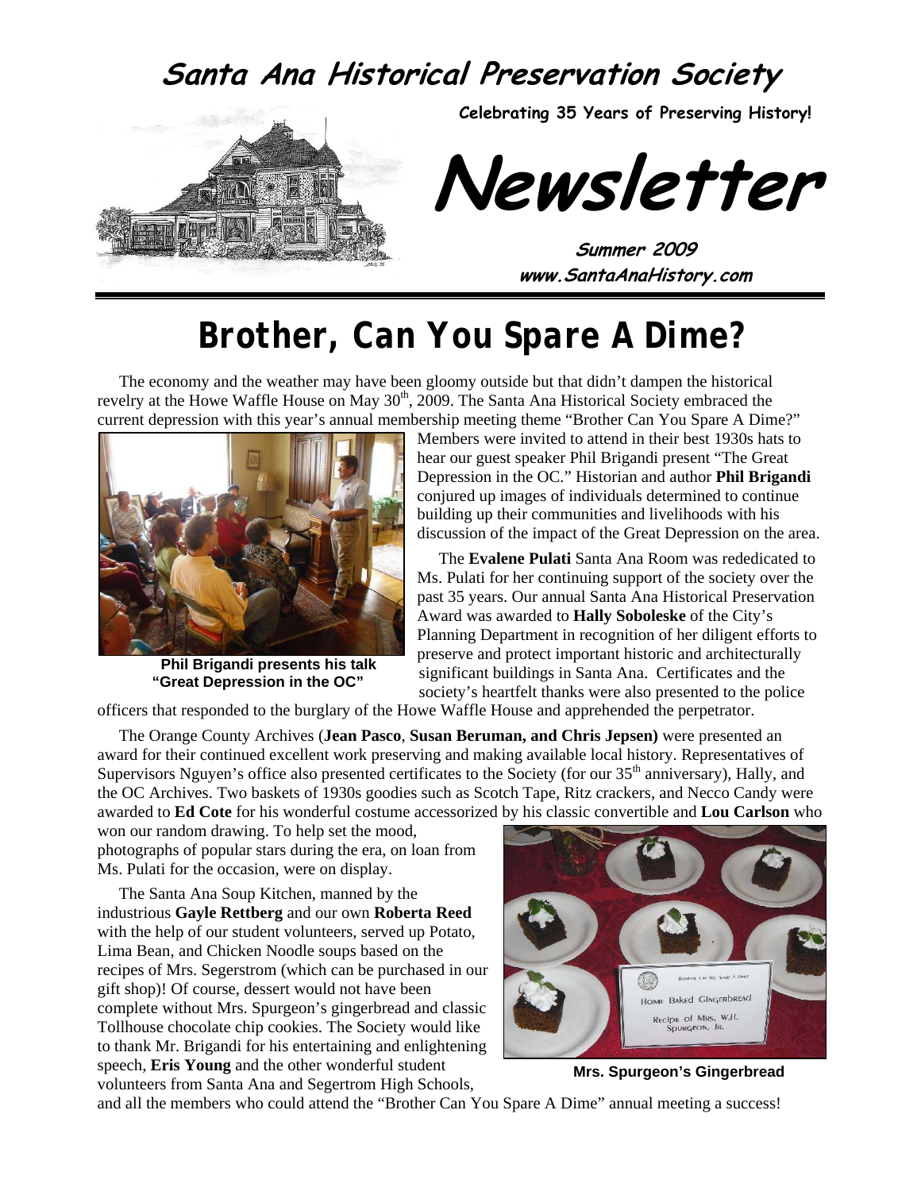# Santa Ana Historical Preservation Society

**Celebrating 35 Years of Preserving History!**

# Newsletter

**Summer 2009**
**www.SantaAnaHistory.com**

## Brother, Can You Spare A Dime?

The economy and the weather may have been gloomy outside but that didn't dampen the historical revelry at the Howe Waffle House on May 30th, 2009. The Santa Ana Historical Society embraced the current depression with this year's annual membership meeting theme "Brother Can You Spare A Dime?" Members were invited to attend in their best 1930s hats to hear our guest speaker Phil Brigandi present "The Great Depression in the OC." Historian and author **Phil Brigandi** conjured up images of individuals determined to continue building up their communities and livelihoods with his discussion of the impact of the Great Depression on the area.

**Phil Brigandi presents his talk "Great Depression in the OC"**

The **Evalene Pulati** Santa Ana Room was rededicated to Ms. Pulati for her continuing support of the society over the past 35 years. Our annual Santa Ana Historical Preservation Award was awarded to **Hally Soboleske** of the City's Planning Department in recognition of her diligent efforts to preserve and protect important historic and architecturally significant buildings in Santa Ana. Certificates and the society's heartfelt thanks were also presented to the police officers that responded to the burglary of the Howe Waffle House and apprehended the perpetrator.

The Orange County Archives (**Jean Pasco**, **Susan Beruman, and Chris Jepsen)** were presented an award for their continued excellent work preserving and making available local history. Representatives of Supervisors Nguyen's office also presented certificates to the Society (for our 35th anniversary), Hally, and the OC Archives. Two baskets of 1930s goodies such as Scotch Tape, Ritz crackers, and Necco Candy were awarded to **Ed Cote** for his wonderful costume accessorized by his classic convertible and **Lou Carlson** who won our random drawing. To help set the mood, photographs of popular stars during the era, on loan from Ms. Pulati for the occasion, were on display.

The Santa Ana Soup Kitchen, manned by the industrious **Gayle Rettberg** and our own **Roberta Reed** with the help of our student volunteers, served up Potato, Lima Bean, and Chicken Noodle soups based on the recipes of Mrs. Segerstrom (which can be purchased in our gift shop)! Of course, dessert would not have been complete without Mrs. Spurgeon's gingerbread and classic Tollhouse chocolate chip cookies. The Society would like to thank Mr. Brigandi for his entertaining and enlightening speech, **Eris Young** and the other wonderful student volunteers from Santa Ana and Segertrom High Schools, and all the members who could attend the "Brother Can You Spare A Dime" annual meeting a success!

**Mrs. Spurgeon's Gingerbread**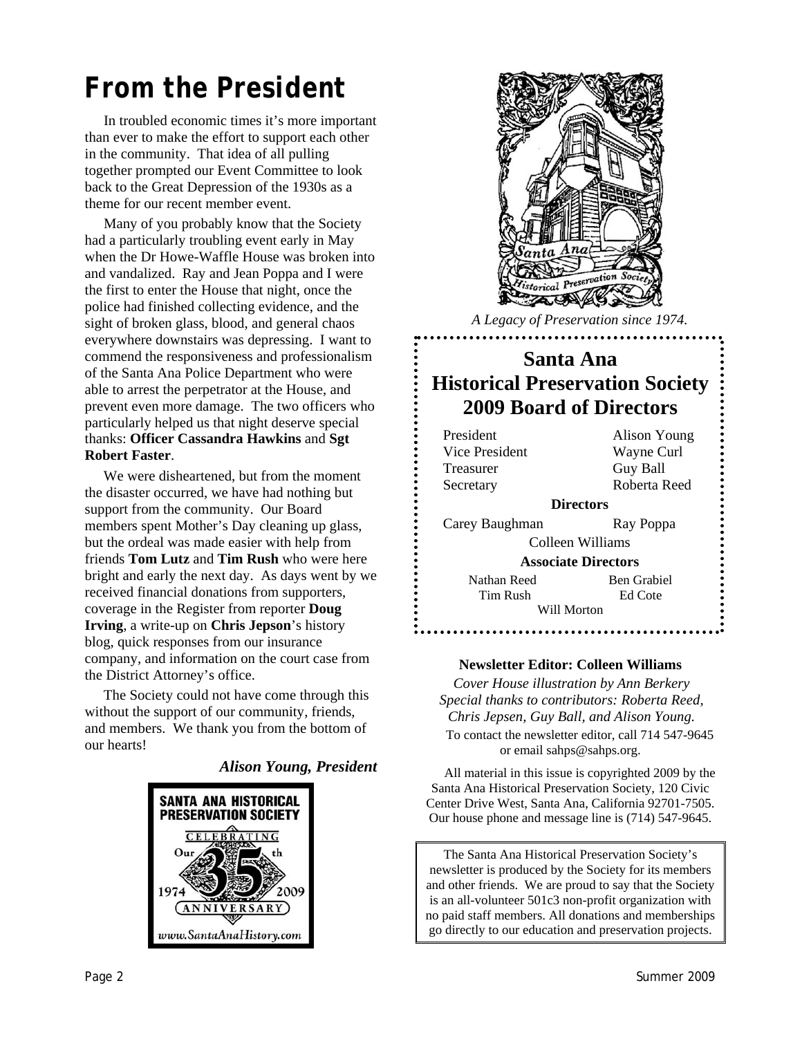# From the President

In troubled economic times it's more important than ever to make the effort to support each other in the community. That idea of all pulling together prompted our Event Committee to look back to the Great Depression of the 1930s as a theme for our recent member event.

Many of you probably know that the Society had a particularly troubling event early in May when the Dr Howe-Waffle House was broken into and vandalized. Ray and Jean Poppa and I were the first to enter the House that night, once the police had finished collecting evidence, and the sight of broken glass, blood, and general chaos everywhere downstairs was depressing. I want to commend the responsiveness and professionalism of the Santa Ana Police Department who were able to arrest the perpetrator at the House, and prevent even more damage. The two officers who particularly helped us that night deserve special thanks: **Officer Cassandra Hawkins** and **Sgt Robert Faster**.

We were disheartened, but from the moment the disaster occurred, we have had nothing but support from the community. Our Board members spent Mother's Day cleaning up glass, but the ordeal was made easier with help from friends **Tom Lutz** and **Tim Rush** who were here bright and early the next day. As days went by we received financial donations from supporters, coverage in the Register from reporter **Doug Irving**, a write-up on **Chris Jepson**'s history blog, quick responses from our insurance company, and information on the court case from the District Attorney's office.

The Society could not have come through this without the support of our community, friends, and members. We thank you from the bottom of our hearts!

***Alison Young, President***

SANTA ANA HISTORICAL PRESERVATION SOCIETY
CELEBRATING Our 35th ANNIVERSARY
1974 2009
www.SantaAnaHistory.com

*A Legacy of Preservation since 1974.*

## Santa Ana Historical Preservation Society 2009 Board of Directors

| | |
|---|---|
| President | Alison Young |
| Vice President | Wayne Curl |
| Treasurer | Guy Ball |
| Secretary | Roberta Reed |

**Directors**

Carey Baughman, Ray Poppa, Colleen Williams

**Associate Directors**

Nathan Reed, Ben Grabiel, Tim Rush, Ed Cote, Will Morton

**Newsletter Editor: Colleen Williams**

*Cover House illustration by Ann Berkery*
*Special thanks to contributors: Roberta Reed, Chris Jepsen, Guy Ball, and Alison Young.*

To contact the newsletter editor, call 714 547-9645 or email sahps@sahps.org.

All material in this issue is copyrighted 2009 by the Santa Ana Historical Preservation Society, 120 Civic Center Drive West, Santa Ana, California 92701-7505. Our house phone and message line is (714) 547-9645.

The Santa Ana Historical Preservation Society's newsletter is produced by the Society for its members and other friends. We are proud to say that the Society is an all-volunteer 501c3 non-profit organization with no paid staff members. All donations and memberships go directly to our education and preservation projects.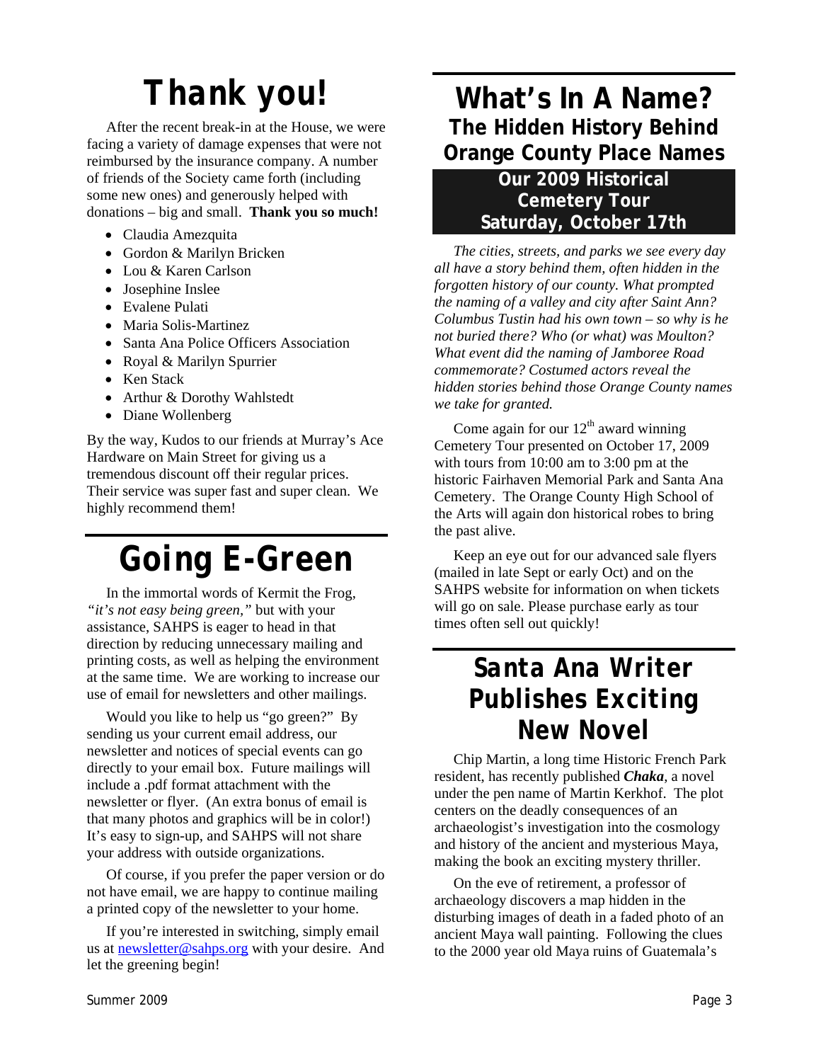# Thank you!

After the recent break-in at the House, we were facing a variety of damage expenses that were not reimbursed by the insurance company. A number of friends of the Society came forth (including some new ones) and generously helped with donations – big and small. **Thank you so much!**

- Claudia Amezquita
- Gordon & Marilyn Bricken
- Lou & Karen Carlson
- Josephine Inslee
- Evalene Pulati
- Maria Solis-Martinez
- Santa Ana Police Officers Association
- Royal & Marilyn Spurrier
- Ken Stack
- Arthur & Dorothy Wahlstedt
- Diane Wollenberg

By the way, Kudos to our friends at Murray's Ace Hardware on Main Street for giving us a tremendous discount off their regular prices. Their service was super fast and super clean. We highly recommend them!

# Going E-Green

In the immortal words of Kermit the Frog, *"it's not easy being green,"* but with your assistance, SAHPS is eager to head in that direction by reducing unnecessary mailing and printing costs, as well as helping the environment at the same time. We are working to increase our use of email for newsletters and other mailings.

Would you like to help us "go green?" By sending us your current email address, our newsletter and notices of special events can go directly to your email box. Future mailings will include a .pdf format attachment with the newsletter or flyer. (An extra bonus of email is that many photos and graphics will be in color!) It's easy to sign-up, and SAHPS will not share your address with outside organizations.

Of course, if you prefer the paper version or do not have email, we are happy to continue mailing a printed copy of the newsletter to your home.

If you're interested in switching, simply email us at newsletter@sahps.org with your desire. And let the greening begin!

# What's In A Name?

## The Hidden History Behind Orange County Place Names

### Our 2009 Historical Cemetery Tour Saturday, October 17th

*The cities, streets, and parks we see every day all have a story behind them, often hidden in the forgotten history of our county. What prompted the naming of a valley and city after Saint Ann? Columbus Tustin had his own town – so why is he not buried there? Who (or what) was Moulton? What event did the naming of Jamboree Road commemorate? Costumed actors reveal the hidden stories behind those Orange County names we take for granted.*

Come again for our 12th award winning Cemetery Tour presented on October 17, 2009 with tours from 10:00 am to 3:00 pm at the historic Fairhaven Memorial Park and Santa Ana Cemetery. The Orange County High School of the Arts will again don historical robes to bring the past alive.

Keep an eye out for our advanced sale flyers (mailed in late Sept or early Oct) and on the SAHPS website for information on when tickets will go on sale. Please purchase early as tour times often sell out quickly!

# Santa Ana Writer Publishes Exciting New Novel

Chip Martin, a long time Historic French Park resident, has recently published ***Chaka***, a novel under the pen name of Martin Kerkhof. The plot centers on the deadly consequences of an archaeologist's investigation into the cosmology and history of the ancient and mysterious Maya, making the book an exciting mystery thriller.

On the eve of retirement, a professor of archaeology discovers a map hidden in the disturbing images of death in a faded photo of an ancient Maya wall painting. Following the clues to the 2000 year old Maya ruins of Guatemala's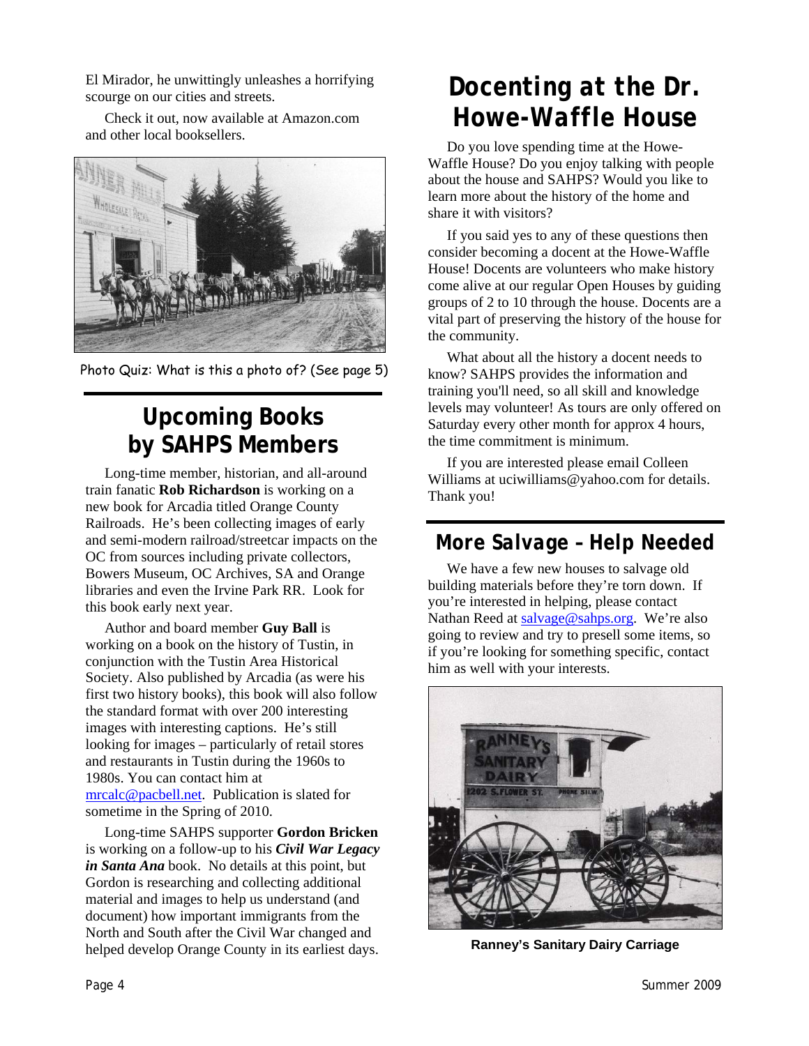El Mirador, he unwittingly unleashes a horrifying scourge on our cities and streets.

Check it out, now available at Amazon.com and other local booksellers.

Photo Quiz: What is this a photo of? (See page 5)

## Upcoming Books by SAHPS Members

Long-time member, historian, and all-around train fanatic **Rob Richardson** is working on a new book for Arcadia titled Orange County Railroads. He's been collecting images of early and semi-modern railroad/streetcar impacts on the OC from sources including private collectors, Bowers Museum, OC Archives, SA and Orange libraries and even the Irvine Park RR. Look for this book early next year.

Author and board member **Guy Ball** is working on a book on the history of Tustin, in conjunction with the Tustin Area Historical Society. Also published by Arcadia (as were his first two history books), this book will also follow the standard format with over 200 interesting images with interesting captions. He's still looking for images – particularly of retail stores and restaurants in Tustin during the 1960s to 1980s. You can contact him at mrcalc@pacbell.net. Publication is slated for sometime in the Spring of 2010.

Long-time SAHPS supporter **Gordon Bricken** is working on a follow-up to his ***Civil War Legacy in Santa Ana*** book. No details at this point, but Gordon is researching and collecting additional material and images to help us understand (and document) how important immigrants from the North and South after the Civil War changed and helped develop Orange County in its earliest days.

## Docenting at the Dr. Howe-Waffle House

Do you love spending time at the Howe-Waffle House? Do you enjoy talking with people about the house and SAHPS? Would you like to learn more about the history of the home and share it with visitors?

If you said yes to any of these questions then consider becoming a docent at the Howe-Waffle House! Docents are volunteers who make history come alive at our regular Open Houses by guiding groups of 2 to 10 through the house. Docents are a vital part of preserving the history of the house for the community.

What about all the history a docent needs to know? SAHPS provides the information and training you'll need, so all skill and knowledge levels may volunteer! As tours are only offered on Saturday every other month for approx 4 hours, the time commitment is minimum.

If you are interested please email Colleen Williams at uciwilliams@yahoo.com for details. Thank you!

## More Salvage – Help Needed

We have a few new houses to salvage old building materials before they're torn down. If you're interested in helping, please contact Nathan Reed at salvage@sahps.org. We're also going to review and try to presell some items, so if you're looking for something specific, contact him as well with your interests.

**Ranney's Sanitary Dairy Carriage**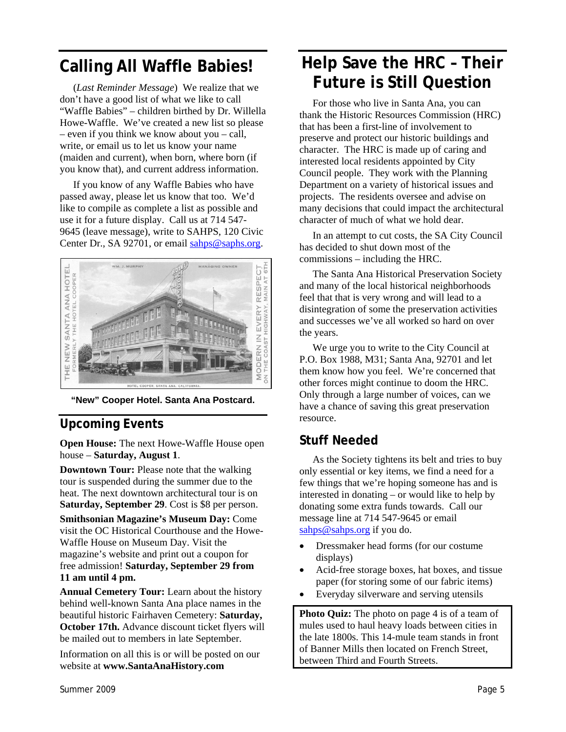## Calling All Waffle Babies!

(*Last Reminder Message*) We realize that we don't have a good list of what we like to call "Waffle Babies" – children birthed by Dr. Willella Howe-Waffle. We've created a new list so please – even if you think we know about you – call, write, or email us to let us know your name (maiden and current), when born, where born (if you know that), and current address information.

If you know of any Waffle Babies who have passed away, please let us know that too. We'd like to compile as complete a list as possible and use it for a future display. Call us at 714 547-9645 (leave message), write to SAHPS, 120 Civic Center Dr., SA 92701, or email sahps@saphs.org.

**"New" Cooper Hotel. Santa Ana Postcard.**

## Upcoming Events

**Open House:** The next Howe-Waffle House open house – **Saturday, August 1**.

**Downtown Tour:** Please note that the walking tour is suspended during the summer due to the heat. The next downtown architectural tour is on **Saturday, September 29**. Cost is $8 per person.

**Smithsonian Magazine's Museum Day:** Come visit the OC Historical Courthouse and the Howe-Waffle House on Museum Day. Visit the magazine's website and print out a coupon for free admission! **Saturday, September 29 from 11 am until 4 pm.**

**Annual Cemetery Tour:** Learn about the history behind well-known Santa Ana place names in the beautiful historic Fairhaven Cemetery: **Saturday, October 17th.** Advance discount ticket flyers will be mailed out to members in late September.

Information on all this is or will be posted on our website at **www.SantaAnaHistory.com**

## Help Save the HRC – Their Future is Still Question

For those who live in Santa Ana, you can thank the Historic Resources Commission (HRC) that has been a first-line of involvement to preserve and protect our historic buildings and character. The HRC is made up of caring and interested local residents appointed by City Council people. They work with the Planning Department on a variety of historical issues and projects. The residents oversee and advise on many decisions that could impact the architectural character of much of what we hold dear.

In an attempt to cut costs, the SA City Council has decided to shut down most of the commissions – including the HRC.

The Santa Ana Historical Preservation Society and many of the local historical neighborhoods feel that that is very wrong and will lead to a disintegration of some the preservation activities and successes we've all worked so hard on over the years.

We urge you to write to the City Council at P.O. Box 1988, M31; Santa Ana, 92701 and let them know how you feel. We're concerned that other forces might continue to doom the HRC. Only through a large number of voices, can we have a chance of saving this great preservation resource.

### Stuff Needed

As the Society tightens its belt and tries to buy only essential or key items, we find a need for a few things that we're hoping someone has and is interested in donating – or would like to help by donating some extra funds towards. Call our message line at 714 547-9645 or email sahps@sahps.org if you do.

- Dressmaker head forms (for our costume displays)
- Acid-free storage boxes, hat boxes, and tissue paper (for storing some of our fabric items)
- Everyday silverware and serving utensils

**Photo Quiz:** The photo on page 4 is of a team of mules used to haul heavy loads between cities in the late 1800s. This 14-mule team stands in front of Banner Mills then located on French Street, between Third and Fourth Streets.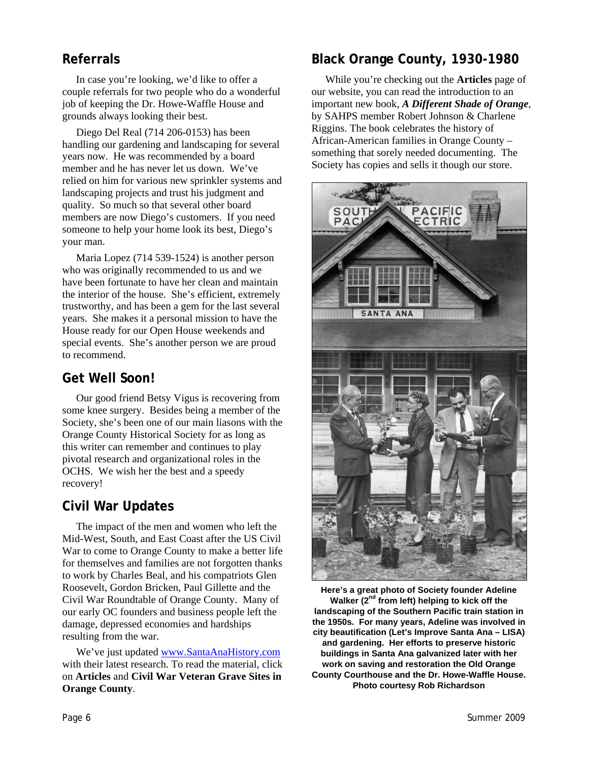## Referrals

In case you're looking, we'd like to offer a couple referrals for two people who do a wonderful job of keeping the Dr. Howe-Waffle House and grounds always looking their best.

Diego Del Real (714 206-0153) has been handling our gardening and landscaping for several years now. He was recommended by a board member and he has never let us down. We've relied on him for various new sprinkler systems and landscaping projects and trust his judgment and quality. So much so that several other board members are now Diego's customers. If you need someone to help your home look its best, Diego's your man.

Maria Lopez (714 539-1524) is another person who was originally recommended to us and we have been fortunate to have her clean and maintain the interior of the house. She's efficient, extremely trustworthy, and has been a gem for the last several years. She makes it a personal mission to have the House ready for our Open House weekends and special events. She's another person we are proud to recommend.

## Get Well Soon!

Our good friend Betsy Vigus is recovering from some knee surgery. Besides being a member of the Society, she's been one of our main liasons with the Orange County Historical Society for as long as this writer can remember and continues to play pivotal research and organizational roles in the OCHS. We wish her the best and a speedy recovery!

## Civil War Updates

The impact of the men and women who left the Mid-West, South, and East Coast after the US Civil War to come to Orange County to make a better life for themselves and families are not forgotten thanks to work by Charles Beal, and his compatriots Glen Roosevelt, Gordon Bricken, Paul Gillette and the Civil War Roundtable of Orange County. Many of our early OC founders and business people left the damage, depressed economies and hardships resulting from the war.

We've just updated www.SantaAnaHistory.com with their latest research. To read the material, click on **Articles** and **Civil War Veteran Grave Sites in Orange County**.

## Black Orange County, 1930-1980

While you're checking out the **Articles** page of our website, you can read the introduction to an important new book, ***A Different Shade of Orange***, by SAHPS member Robert Johnson & Charlene Riggins. The book celebrates the history of African-American families in Orange County – something that sorely needed documenting. The Society has copies and sells it though our store.

**Here's a great photo of Society founder Adeline Walker (2nd from left) helping to kick off the landscaping of the Southern Pacific train station in the 1950s. For many years, Adeline was involved in city beautification (Let's Improve Santa Ana – LISA) and gardening. Her efforts to preserve historic buildings in Santa Ana galvanized later with her work on saving and restoration the Old Orange County Courthouse and the Dr. Howe-Waffle House. Photo courtesy Rob Richardson**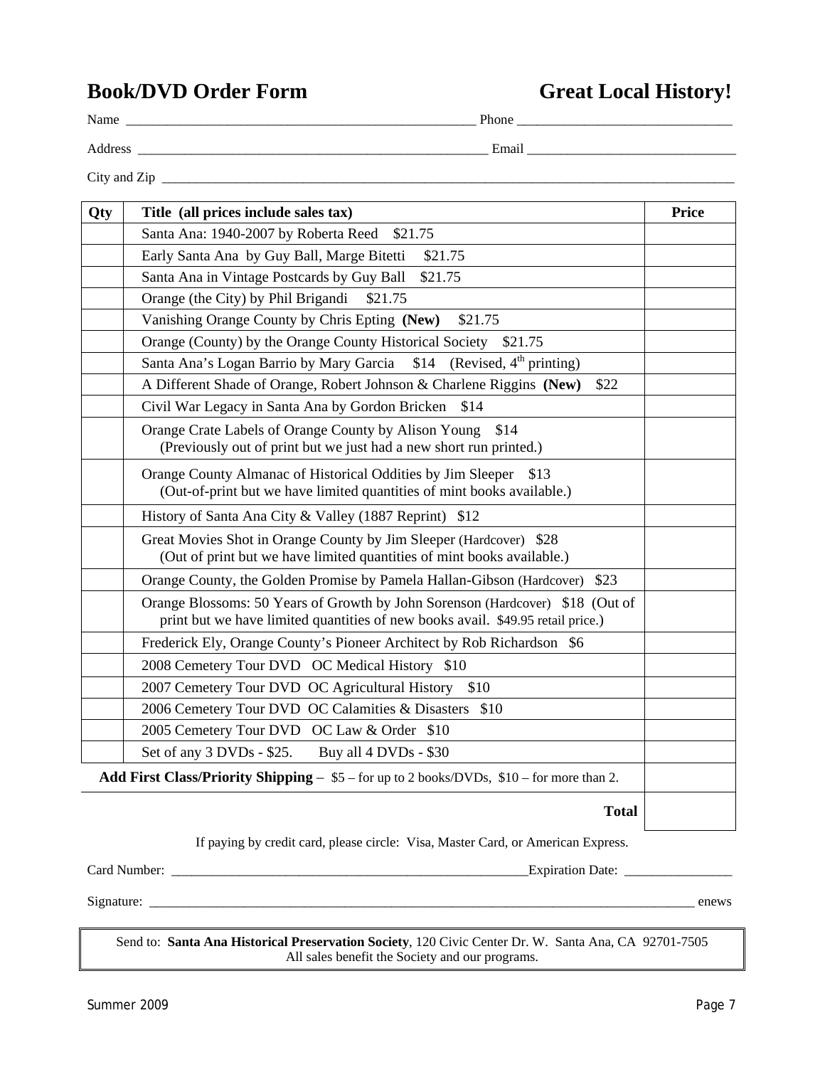## Book/DVD Order Form

## Great Local History!

Name _______________________________________________ Phone ____________________________

Address _____________________________________________ Email ____________________________

City and Zip ____________________________________________________________________________

| Qty | Title (all prices include sales tax) | Price |
|---|---|---|
| | Santa Ana: 1940-2007 by Roberta Reed $21.75 | |
| | Early Santa Ana by Guy Ball, Marge Bitetti $21.75 | |
| | Santa Ana in Vintage Postcards by Guy Ball $21.75 | |
| | Orange (the City) by Phil Brigandi $21.75 | |
| | Vanishing Orange County by Chris Epting **(New)** $21.75 | |
| | Orange (County) by the Orange County Historical Society $21.75 | |
| | Santa Ana's Logan Barrio by Mary Garcia $14 (Revised, 4th printing) | |
| | A Different Shade of Orange, Robert Johnson & Charlene Riggins **(New)** $22 | |
| | Civil War Legacy in Santa Ana by Gordon Bricken $14 | |
| | Orange Crate Labels of Orange County by Alison Young $14 (Previously out of print but we just had a new short run printed.) | |
| | Orange County Almanac of Historical Oddities by Jim Sleeper $13 (Out-of-print but we have limited quantities of mint books available.) | |
| | History of Santa Ana City & Valley (1887 Reprint) $12 | |
| | Great Movies Shot in Orange County by Jim Sleeper (Hardcover) $28 (Out of print but we have limited quantities of mint books available.) | |
| | Orange County, the Golden Promise by Pamela Hallan-Gibson (Hardcover) $23 | |
| | Orange Blossoms: 50 Years of Growth by John Sorenson (Hardcover) $18 (Out of print but we have limited quantities of new books avail. $49.95 retail price.) | |
| | Frederick Ely, Orange County's Pioneer Architect by Rob Richardson $6 | |
| | 2008 Cemetery Tour DVD OC Medical History $10 | |
| | 2007 Cemetery Tour DVD OC Agricultural History $10 | |
| | 2006 Cemetery Tour DVD OC Calamities & Disasters $10 | |
| | 2005 Cemetery Tour DVD OC Law & Order $10 | |
| | Set of any 3 DVDs - $25. Buy all 4 DVDs - $30 | |
| | **Add First Class/Priority Shipping** – $5 – for up to 2 books/DVDs, $10 – for more than 2. | |
| | **Total** | |

If paying by credit card, please circle: Visa, Master Card, or American Express.

Card Number: ______________________________________________ Expiration Date: ______________

Signature: _______________________________________________________________________ enews

Send to: **Santa Ana Historical Preservation Society**, 120 Civic Center Dr. W. Santa Ana, CA 92701-7505
All sales benefit the Society and our programs.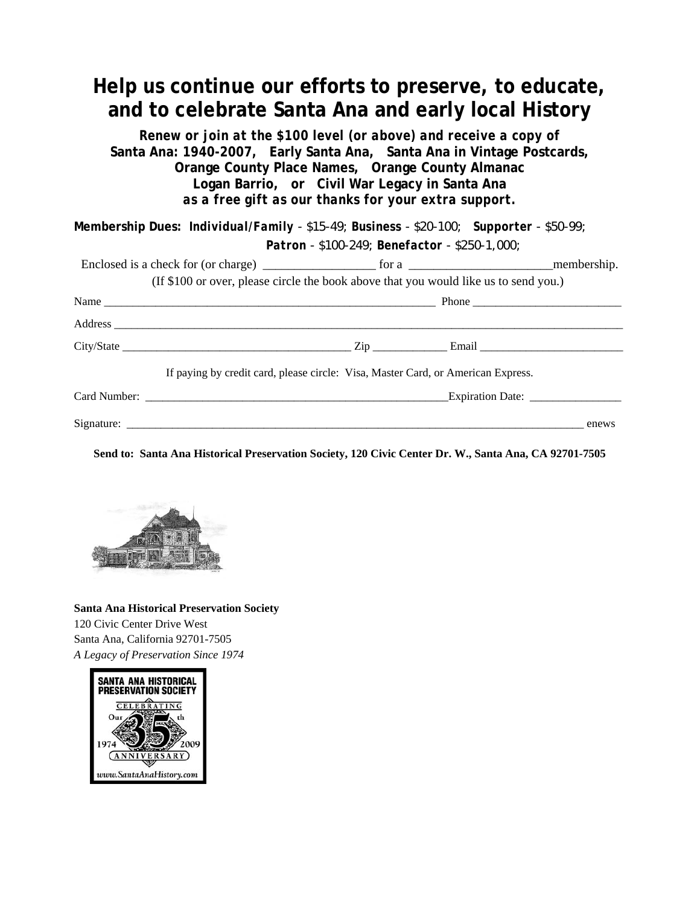# Help us continue our efforts to preserve, to educate, and to celebrate Santa Ana and early local History

***Renew or join at the $100 level (or above) and receive a copy of***
***Santa Ana: 1940-2007, Early Santa Ana, Santa Ana in Vintage Postcards,***
***Orange County Place Names, Orange County Almanac***
***Logan Barrio, or Civil War Legacy in Santa Ana***
***as a free gift as our thanks for your extra support.***

**Membership Dues:** ***Individual/Family*** - $15-49; **Business** - $20-100; **Supporter** - $50-99;
***Patron*** - $100-249; **Benefactor** - $250-1,000;

Enclosed is a check for (or charge) __________________ for a _______________________membership.
(If $100 or over, please circle the book above that you would like us to send you.)

Name ___________________________________________________________ Phone __________________________

Address ___________________________________________________________________________________________

City/State ________________________________________ Zip _____________ Email _________________________

If paying by credit card, please circle: Visa, Master Card, or American Express.

Card Number: _______________________________________________________Expiration Date: ________________

Signature: _________________________________________________________________________________ enews

**Send to: Santa Ana Historical Preservation Society, 120 Civic Center Dr. W., Santa Ana, CA 92701-7505**

**Santa Ana Historical Preservation Society**
120 Civic Center Drive West
Santa Ana, California 92701-7505
*A Legacy of Preservation Since 1974*

SANTA ANA HISTORICAL PRESERVATION SOCIETY
CELEBRATING Our 35th ANNIVERSARY 1974 2009
www.SantaAnaHistory.com